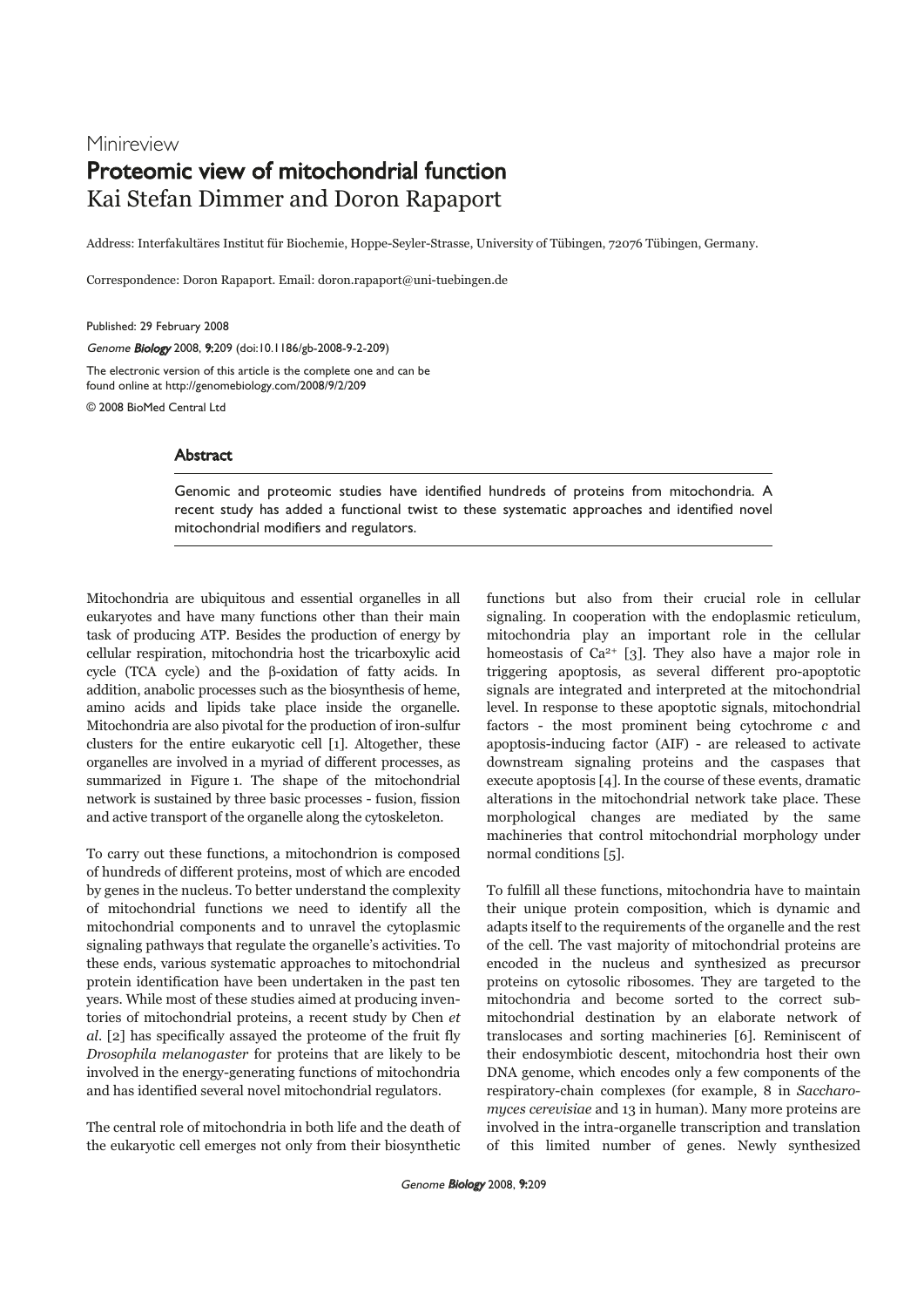Minireview

# Proteomic view of mitochondrial function

Kai Stefan Dimmer and Doron Rapaport

Address: Interfakultäres Institut für Biochemie, Hoppe-Seyler-Strasse, University of Tübingen, 72076 Tübingen, Germany.

Correspondence: Doron Rapaport. Email: doron.rapaport@uni-tuebingen.de

Published: 29 February 2008

*Genome Biology* 2008, **9**:209 (doi:10.1186/gb-2008-9-2-209)

The electronic version of this article is the complete one and can be found online at http://genomebiology.com/2008/9/2/209

© 2008 BioMed Central Ltd

## Abstract

Genomic and proteomic studies have identified hundreds of proteins from mitochondria. A recent study has added a functional twist to these systematic approaches and identified novel mitochondrial modifiers and regulators.

Mitochondria are ubiquitous and essential organelles in all eukaryotes and have many functions other than their main task of producing ATP. Besides the production of energy by cellular respiration, mitochondria host the tricarboxylic acid cycle (TCA cycle) and the β-oxidation of fatty acids. In addition, anabolic processes such as the biosynthesis of heme, amino acids and lipids take place inside the organelle. Mitochondria are also pivotal for the production of iron-sulfur clusters for the entire eukaryotic cell [1]. Altogether, these organelles are involved in a myriad of different processes, as summarized in Figure 1. The shape of the mitochondrial network is sustained by three basic processes - fusion, fission and active transport of the organelle along the cytoskeleton.

To carry out these functions, a mitochondrion is composed of hundreds of different proteins, most of which are encoded by genes in the nucleus. To better understand the complexity of mitochondrial functions we need to identify all the mitochondrial components and to unravel the cytoplasmic signaling pathways that regulate the organelle's activities. To these ends, various systematic approaches to mitochondrial protein identification have been undertaken in the past ten years. While most of these studies aimed at producing inventories of mitochondrial proteins, a recent study by Chen *et al*. [2] has specifically assayed the proteome of the fruit fly *Drosophila melanogaster* for proteins that are likely to be involved in the energy-generating functions of mitochondria and has identified several novel mitochondrial regulators.

The central role of mitochondria in both life and the death of the eukaryotic cell emerges not only from their biosynthetic functions but also from their crucial role in cellular signaling. In cooperation with the endoplasmic reticulum, mitochondria play an important role in the cellular homeostasis of $Ca^{2+}$ [3]. They also have a major role in triggering apoptosis, as several different pro-apoptotic signals are integrated and interpreted at the mitochondrial level. In response to these apoptotic signals, mitochondrial factors - the most prominent being cytochrome *c* and apoptosis-inducing factor (AIF) - are released to activate downstream signaling proteins and the caspases that execute apoptosis [4]. In the course of these events, dramatic alterations in the mitochondrial network take place. These morphological changes are mediated by the same machineries that control mitochondrial morphology under normal conditions [5].

To fulfill all these functions, mitochondria have to maintain their unique protein composition, which is dynamic and adapts itself to the requirements of the organelle and the rest of the cell. The vast majority of mitochondrial proteins are encoded in the nucleus and synthesized as precursor proteins on cytosolic ribosomes. They are targeted to the mitochondria and become sorted to the correct sub-mitochondrial destination by an elaborate network of translocases and sorting machineries [6]. Reminiscent of their endosymbiotic descent, mitochondria host their own DNA genome, which encodes only a few components of the respiratory-chain complexes (for example, 8 in *Saccharomyces cerevisiae* and 13 in human). Many more proteins are involved in the intra-organelle transcription and translation of this limited number of genes. Newly synthesized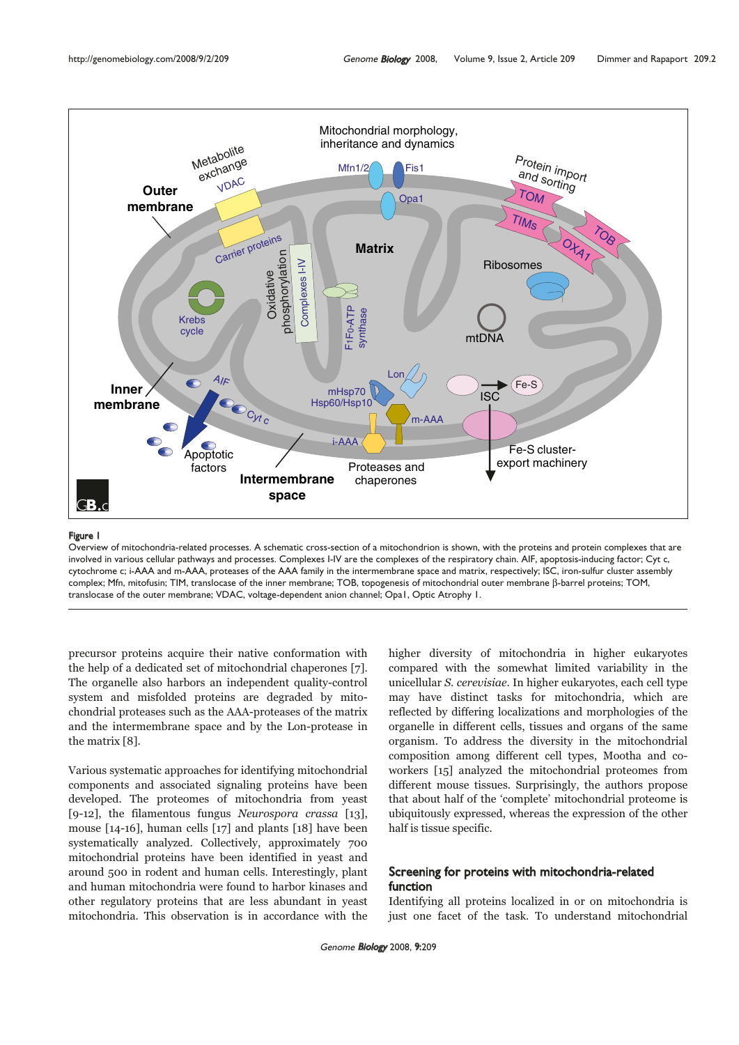**Figure 1**

Overview of mitochondria-related processes. A schematic cross-section of a mitochondrion is shown, with the proteins and protein complexes that are involved in various cellular pathways and processes. Complexes I-IV are the complexes of the respiratory chain. AIF, apoptosis-inducing factor; Cyt c, cytochrome c; i-AAA and m-AAA, proteases of the AAA family in the intermembrane space and matrix, respectively; ISC, iron-sulfur cluster assembly complex; Mfn, mitofusin; TIM, translocase of the inner membrane; TOB, topogenesis of mitochondrial outer membrane β-barrel proteins; TOM, translocase of the outer membrane; VDAC, voltage-dependent anion channel; Opa1, Optic Atrophy 1.

precursor proteins acquire their native conformation with the help of a dedicated set of mitochondrial chaperones [7]. The organelle also harbors an independent quality-control system and misfolded proteins are degraded by mitochondrial proteases such as the AAA-proteases of the matrix and the intermembrane space and by the Lon-protease in the matrix [8].

Various systematic approaches for identifying mitochondrial components and associated signaling proteins have been developed. The proteomes of mitochondria from yeast [9-12], the filamentous fungus *Neurospora crassa* [13], mouse [14-16], human cells [17] and plants [18] have been systematically analyzed. Collectively, approximately 700 mitochondrial proteins have been identified in yeast and around 500 in rodent and human cells. Interestingly, plant and human mitochondria were found to harbor kinases and other regulatory proteins that are less abundant in yeast mitochondria. This observation is in accordance with the higher diversity of mitochondria in higher eukaryotes compared with the somewhat limited variability in the unicellular *S. cerevisiae*. In higher eukaryotes, each cell type may have distinct tasks for mitochondria, which are reflected by differing localizations and morphologies of the organelle in different cells, tissues and organs of the same organism. To address the diversity in the mitochondrial composition among different cell types, Mootha and coworkers [15] analyzed the mitochondrial proteomes from different mouse tissues. Surprisingly, the authors propose that about half of the 'complete' mitochondrial proteome is ubiquitously expressed, whereas the expression of the other half is tissue specific.

## Screening for proteins with mitochondria-related function

Identifying all proteins localized in or on mitochondria is just one facet of the task. To understand mitochondrial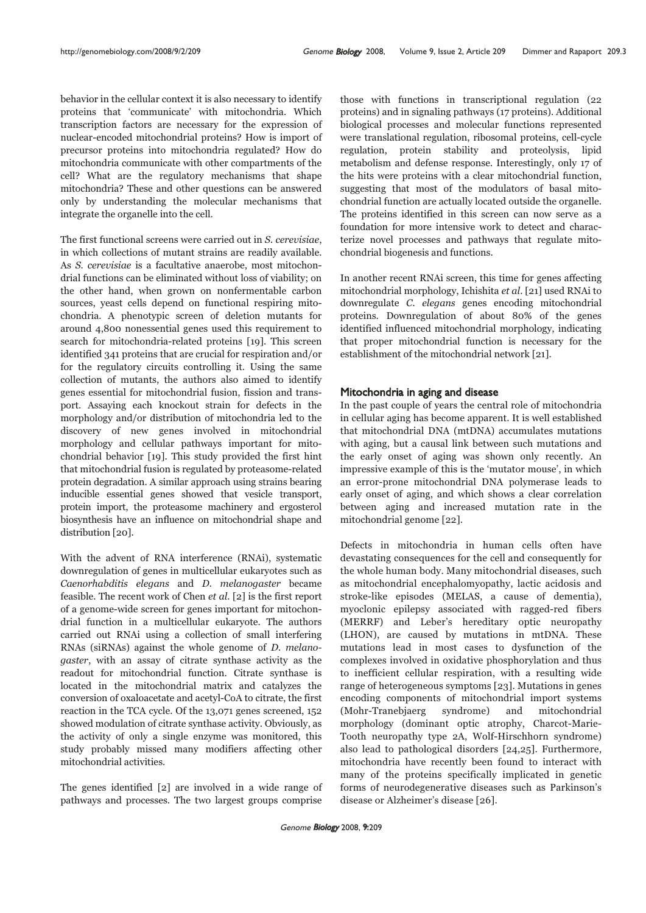behavior in the cellular context it is also necessary to identify proteins that 'communicate' with mitochondria. Which transcription factors are necessary for the expression of nuclear-encoded mitochondrial proteins? How is import of precursor proteins into mitochondria regulated? How do mitochondria communicate with other compartments of the cell? What are the regulatory mechanisms that shape mitochondria? These and other questions can be answered only by understanding the molecular mechanisms that integrate the organelle into the cell.

The first functional screens were carried out in *S. cerevisiae*, in which collections of mutant strains are readily available. As *S. cerevisiae* is a facultative anaerobe, most mitochondrial functions can be eliminated without loss of viability; on the other hand, when grown on nonfermentable carbon sources, yeast cells depend on functional respiring mitochondria. A phenotypic screen of deletion mutants for around 4,800 nonessential genes used this requirement to search for mitochondria-related proteins [19]. This screen identified 341 proteins that are crucial for respiration and/or for the regulatory circuits controlling it. Using the same collection of mutants, the authors also aimed to identify genes essential for mitochondrial fusion, fission and transport. Assaying each knockout strain for defects in the morphology and/or distribution of mitochondria led to the discovery of new genes involved in mitochondrial morphology and cellular pathways important for mitochondrial behavior [19]. This study provided the first hint that mitochondrial fusion is regulated by proteasome-related protein degradation. A similar approach using strains bearing inducible essential genes showed that vesicle transport, protein import, the proteasome machinery and ergosterol biosynthesis have an influence on mitochondrial shape and distribution [20].

With the advent of RNA interference (RNAi), systematic downregulation of genes in multicellular eukaryotes such as *Caenorhabditis elegans* and *D. melanogaster* became feasible. The recent work of Chen *et al.* [2] is the first report of a genome-wide screen for genes important for mitochondrial function in a multicellular eukaryote. The authors carried out RNAi using a collection of small interfering RNAs (siRNAs) against the whole genome of *D. melanogaster*, with an assay of citrate synthase activity as the readout for mitochondrial function. Citrate synthase is located in the mitochondrial matrix and catalyzes the conversion of oxaloacetate and acetyl-CoA to citrate, the first reaction in the TCA cycle. Of the 13,071 genes screened, 152 showed modulation of citrate synthase activity. Obviously, as the activity of only a single enzyme was monitored, this study probably missed many modifiers affecting other mitochondrial activities.

The genes identified [2] are involved in a wide range of pathways and processes. The two largest groups comprise those with functions in transcriptional regulation (22 proteins) and in signaling pathways (17 proteins). Additional biological processes and molecular functions represented were translational regulation, ribosomal proteins, cell-cycle regulation, protein stability and proteolysis, lipid metabolism and defense response. Interestingly, only 17 of the hits were proteins with a clear mitochondrial function, suggesting that most of the modulators of basal mitochondrial function are actually located outside the organelle. The proteins identified in this screen can now serve as a foundation for more intensive work to detect and characterize novel processes and pathways that regulate mitochondrial biogenesis and functions.

In another recent RNAi screen, this time for genes affecting mitochondrial morphology, Ichishita *et al.* [21] used RNAi to downregulate *C. elegans* genes encoding mitochondrial proteins. Downregulation of about 80% of the genes identified influenced mitochondrial morphology, indicating that proper mitochondrial function is necessary for the establishment of the mitochondrial network [21].

## Mitochondria in aging and disease

In the past couple of years the central role of mitochondria in cellular aging has become apparent. It is well established that mitochondrial DNA (mtDNA) accumulates mutations with aging, but a causal link between such mutations and the early onset of aging was shown only recently. An impressive example of this is the 'mutator mouse', in which an error-prone mitochondrial DNA polymerase leads to early onset of aging, and which shows a clear correlation between aging and increased mutation rate in the mitochondrial genome [22].

Defects in mitochondria in human cells often have devastating consequences for the cell and consequently for the whole human body. Many mitochondrial diseases, such as mitochondrial encephalomyopathy, lactic acidosis and stroke-like episodes (MELAS, a cause of dementia), myoclonic epilepsy associated with ragged-red fibers (MERRF) and Leber's hereditary optic neuropathy (LHON), are caused by mutations in mtDNA. These mutations lead in most cases to dysfunction of the complexes involved in oxidative phosphorylation and thus to inefficient cellular respiration, with a resulting wide range of heterogeneous symptoms [23]. Mutations in genes encoding components of mitochondrial import systems (Mohr-Tranebjaerg syndrome) and mitochondrial morphology (dominant optic atrophy, Charcot-Marie-Tooth neuropathy type 2A, Wolf-Hirschhorn syndrome) also lead to pathological disorders [24,25]. Furthermore, mitochondria have recently been found to interact with many of the proteins specifically implicated in genetic forms of neurodegenerative diseases such as Parkinson's disease or Alzheimer's disease [26].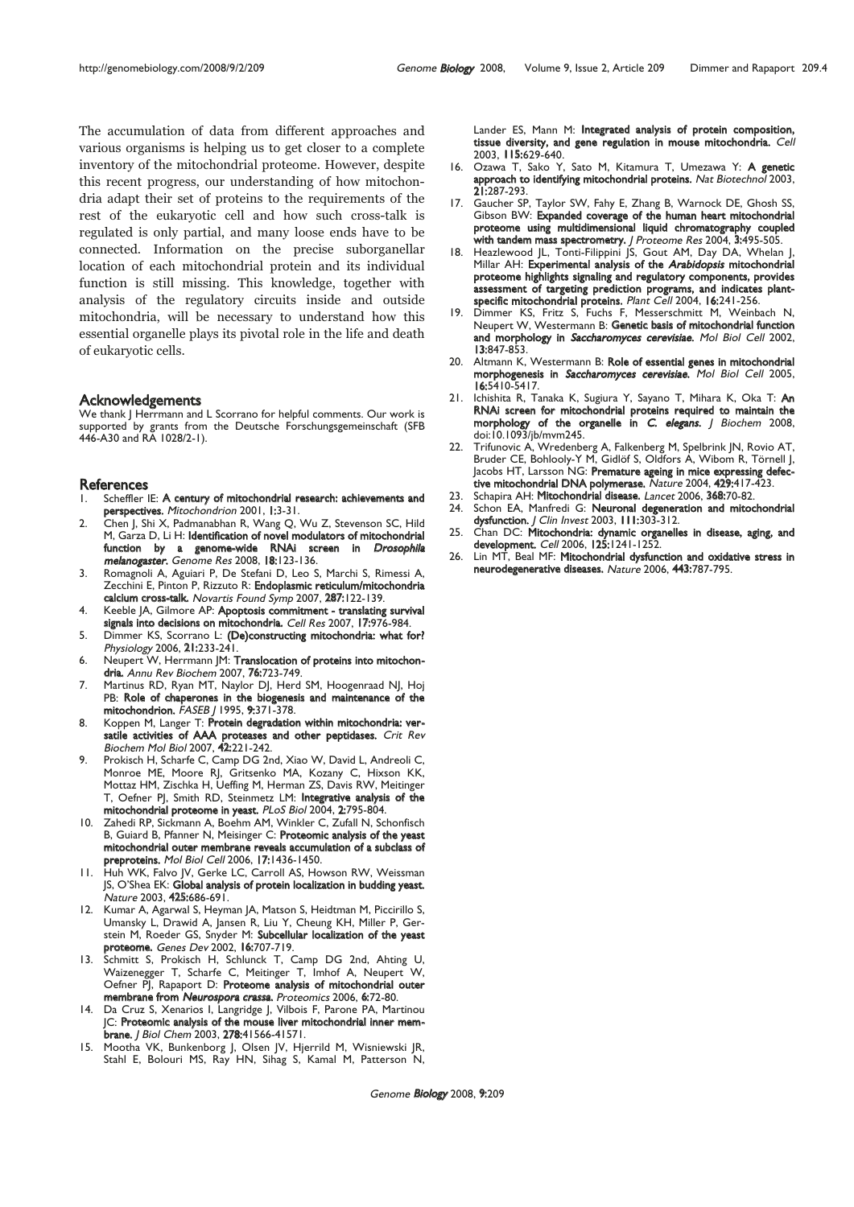The accumulation of data from different approaches and various organisms is helping us to get closer to a complete inventory of the mitochondrial proteome. However, despite this recent progress, our understanding of how mitochondria adapt their set of proteins to the requirements of the rest of the eukaryotic cell and how such cross-talk is regulated is only partial, and many loose ends have to be connected. Information on the precise suborganellar location of each mitochondrial protein and its individual function is still missing. This knowledge, together with analysis of the regulatory circuits inside and outside mitochondria, will be necessary to understand how this essential organelle plays its pivotal role in the life and death of eukaryotic cells.

## Acknowledgements

We thank J Herrmann and L Scorrano for helpful comments. Our work is supported by grants from the Deutsche Forschungsgemeinschaft (SFB 446-A30 and RA 1028/2-1).

## References

1. Scheffler IE: **A century of mitochondrial research: achievements and perspectives.** *Mitochondrion* 2001, **1**:3-31.
2. Chen J, Shi X, Padmanabhan R, Wang Q, Wu Z, Stevenson SC, Hild M, Garza D, Li H: **Identification of novel modulators of mitochondrial function by a genome-wide RNAi screen in *Drosophila melanogaster*.** *Genome Res* 2008, **18**:123-136.
3. Romagnoli A, Aguiari P, De Stefani D, Leo S, Marchi S, Rimessi A, Zecchini E, Pinton P, Rizzuto R: **Endoplasmic reticulum/mitochondria calcium cross-talk.** *Novartis Found Symp* 2007, **287**:122-139.
4. Keeble JA, Gilmore AP: **Apoptosis commitment - translating survival signals into decisions on mitochondria.** *Cell Res* 2007, **17**:976-984.
5. Dimmer KS, Scorrano L: **(De)constructing mitochondria: what for?** *Physiology* 2006, **21**:233-241.
6. Neupert W, Herrmann JM: **Translocation of proteins into mitochondria.** *Annu Rev Biochem* 2007, **76**:723-749.
7. Martinus RD, Ryan MT, Naylor DJ, Herd SM, Hoogenraad NJ, Hoj PB: **Role of chaperones in the biogenesis and maintenance of the mitochondrion.** *FASEB J* 1995, **9**:371-378.
8. Koppen M, Langer T: **Protein degradation within mitochondria: versatile activities of AAA proteases and other peptidases.** *Crit Rev Biochem Mol Biol* 2007, **42**:221-242.
9. Prokisch H, Scharfe C, Camp DG 2nd, Xiao W, David L, Andreoli C, Monroe ME, Moore RJ, Gritsenko MA, Kozany C, Hixson KK, Mottaz HM, Zischka H, Ueffing M, Herman ZS, Davis RW, Meitinger T, Oefner PJ, Smith RD, Steinmetz LM: **Integrative analysis of the mitochondrial proteome in yeast.** *PLoS Biol* 2004, **2**:795-804.
10. Zahedi RP, Sickmann A, Boehm AM, Winkler C, Zufall N, Schonfisch B, Guiard B, Pfanner N, Meisinger C: **Proteomic analysis of the yeast mitochondrial outer membrane reveals accumulation of a subclass of preproteins.** *Mol Biol Cell* 2006, **17**:1436-1450.
11. Huh WK, Falvo JV, Gerke LC, Carroll AS, Howson RW, Weissman JS, O'Shea EK: **Global analysis of protein localization in budding yeast.** *Nature* 2003, **425**:686-691.
12. Kumar A, Agarwal S, Heyman JA, Matson S, Heidtman M, Piccirillo S, Umansky L, Drawid A, Jansen R, Liu Y, Cheung KH, Miller P, Gerstein M, Roeder GS, Snyder M: **Subcellular localization of the yeast proteome.** *Genes Dev* 2002, **16**:707-719.
13. Schmitt S, Prokisch H, Schlunck T, Camp DG 2nd, Ahting U, Waizenegger T, Scharfe C, Meitinger T, Imhof A, Neupert W, Oefner PJ, Rapaport D: **Proteome analysis of mitochondrial outer membrane from *Neurospora crassa*.** *Proteomics* 2006, **6**:72-80.
14. Da Cruz S, Xenarios I, Langridge J, Vilbois F, Parone PA, Martinou JC: **Proteomic analysis of the mouse liver mitochondrial inner membrane.** *J Biol Chem* 2003, **278**:41566-41571.
15. Mootha VK, Bunkenborg J, Olsen JV, Hjerrild M, Wisniewski JR, Stahl E, Bolouri MS, Ray HN, Sihag S, Kamal M, Patterson N, Lander ES, Mann M: **Integrated analysis of protein composition, tissue diversity, and gene regulation in mouse mitochondria.** *Cell* 2003, **115**:629-640.
16. Ozawa T, Sako Y, Sato M, Kitamura T, Umezawa Y: **A genetic approach to identifying mitochondrial proteins.** *Nat Biotechnol* 2003, **21**:287-293.
17. Gaucher SP, Taylor SW, Fahy E, Zhang B, Warnock DE, Ghosh SS, Gibson BW: **Expanded coverage of the human heart mitochondrial proteome using multidimensional liquid chromatography coupled with tandem mass spectrometry.** *J Proteome Res* 2004, **3**:495-505.
18. Heazlewood JL, Tonti-Filippini JS, Gout AM, Day DA, Whelan J, Millar AH: **Experimental analysis of the *Arabidopsis* mitochondrial proteome highlights signaling and regulatory components, provides assessment of targeting prediction programs, and indicates plant-specific mitochondrial proteins.** *Plant Cell* 2004, **16**:241-256.
19. Dimmer KS, Fritz S, Fuchs F, Messerschmitt M, Weinbach N, Neupert W, Westermann B: **Genetic basis of mitochondrial function and morphology in *Saccharomyces cerevisiae*.** *Mol Biol Cell* 2002, **13**:847-853.
20. Altmann K, Westermann B: **Role of essential genes in mitochondrial morphogenesis in *Saccharomyces cerevisiae*.** *Mol Biol Cell* 2005, **16**:5410-5417.
21. Ichishita R, Tanaka K, Sugiura Y, Sayano T, Mihara K, Oka T: **An RNAi screen for mitochondrial proteins required to maintain the morphology of the organelle in *C. elegans*.** *J Biochem* 2008, doi:10.1093/jb/mvm245.
22. Trifunovic A, Wredenberg A, Falkenberg M, Spelbrink JN, Rovio AT, Bruder CE, Bohlooly-Y M, Gidlöf S, Oldfors A, Wibom R, Törnell J, Jacobs HT, Larsson NG: **Premature ageing in mice expressing defective mitochondrial DNA polymerase.** *Nature* 2004, **429**:417-423.
23. Schapira AH: **Mitochondrial disease.** *Lancet* 2006, **368**:70-82.
24. Schon EA, Manfredi G: **Neuronal degeneration and mitochondrial dysfunction.** *J Clin Invest* 2003, **111**:303-312.
25. Chan DC: **Mitochondria: dynamic organelles in disease, aging, and development.** *Cell* 2006, **125**:1241-1252.
26. Lin MT, Beal MF: **Mitochondrial dysfunction and oxidative stress in neurodegenerative diseases.** *Nature* 2006, **443**:787-795.